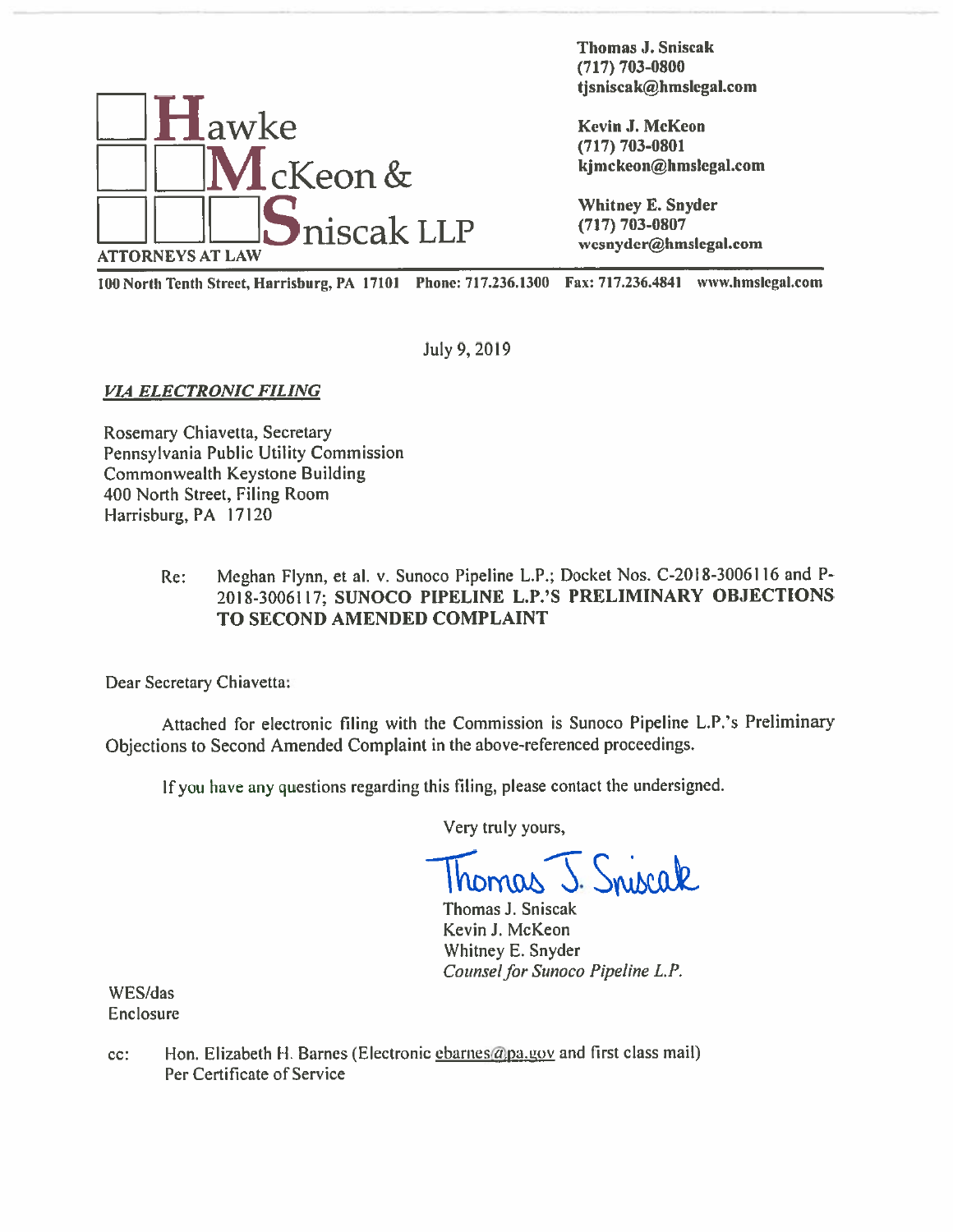**Hawke McKeon & Sniscak LLP**
ATTORNEYS AT LAW

**Thomas J. Sniscak**
**(717) 703-0800**
**tjsniscak@hmslegal.com**

**Kevin J. McKeon**
**(717) 703-0801**
**kjmckeon@hmslegal.com**

**Whitney E. Snyder**
**(717) 703-0807**
**wesnyder@hmslegal.com**

**100 North Tenth Street, Harrisburg, PA 17101 Phone: 717.236.1300 Fax: 717.236.4841 www.hmslegal.com**

July 9, 2019

***VIA ELECTRONIC FILING***

Rosemary Chiavetta, Secretary
Pennsylvania Public Utility Commission
Commonwealth Keystone Building
400 North Street, Filing Room
Harrisburg, PA 17120

Re: Meghan Flynn, et al. v. Sunoco Pipeline L.P.; Docket Nos. C-2018-3006116 and P-2018-3006117; **SUNOCO PIPELINE L.P.'S PRELIMINARY OBJECTIONS TO SECOND AMENDED COMPLAINT**

Dear Secretary Chiavetta:

Attached for electronic filing with the Commission is Sunoco Pipeline L.P.'s Preliminary Objections to Second Amended Complaint in the above-referenced proceedings.

If you have any questions regarding this filing, please contact the undersigned.

Very truly yours,

Thomas J. Sniscak

Thomas J. Sniscak
Kevin J. McKeon
Whitney E. Snyder
*Counsel for Sunoco Pipeline L.P.*

WES/das
Enclosure

cc: Hon. Elizabeth H. Barnes (Electronic ebarnes@pa.gov and first class mail)
Per Certificate of Service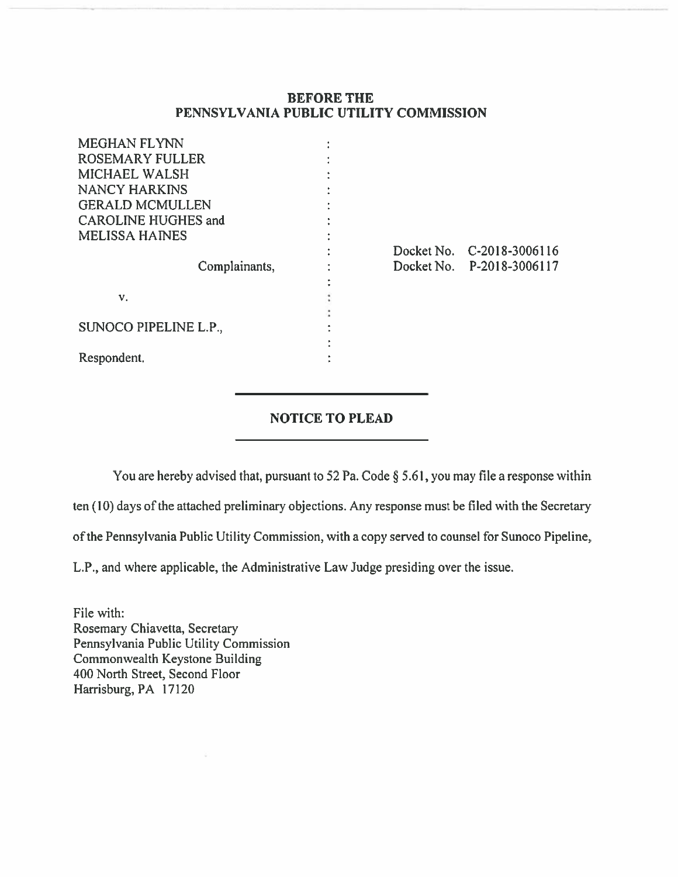**BEFORE THE**
**PENNSYLVANIA PUBLIC UTILITY COMMISSION**

| | | |
|---|---|---|
| MEGHAN FLYNN | : | |
| ROSEMARY FULLER | : | |
| MICHAEL WALSH | : | |
| NANCY HARKINS | : | |
| GERALD MCMULLEN | : | |
| CAROLINE HUGHES and | : | |
| MELISSA HAINES | : | |
| | : | Docket No. C-2018-3006116 |
| Complainants, | : | Docket No. P-2018-3006117 |
| | : | |
| v. | : | |
| | : | |
| SUNOCO PIPELINE L.P., | : | |
| | : | |
| Respondent. | : | |

## NOTICE TO PLEAD

You are hereby advised that, pursuant to 52 Pa. Code § 5.61, you may file a response within ten (10) days of the attached preliminary objections. Any response must be filed with the Secretary of the Pennsylvania Public Utility Commission, with a copy served to counsel for Sunoco Pipeline, L.P., and where applicable, the Administrative Law Judge presiding over the issue.

File with:
Rosemary Chiavetta, Secretary
Pennsylvania Public Utility Commission
Commonwealth Keystone Building
400 North Street, Second Floor
Harrisburg, PA 17120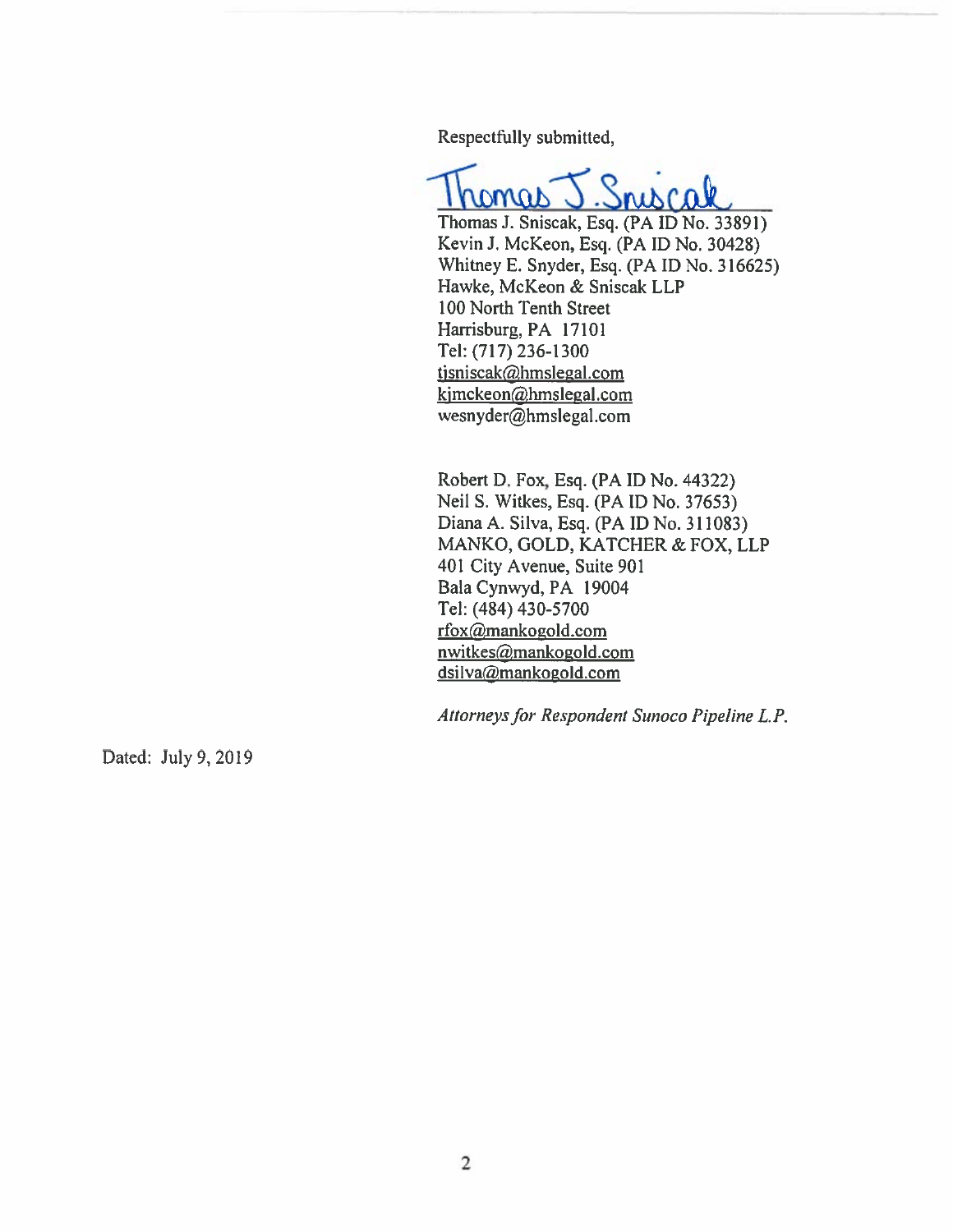Respectfully submitted,

Thomas J. Sniscak

Thomas J. Sniscak, Esq. (PA ID No. 33891)
Kevin J. McKeon, Esq. (PA ID No. 30428)
Whitney E. Snyder, Esq. (PA ID No. 316625)
Hawke, McKeon & Sniscak LLP
100 North Tenth Street
Harrisburg, PA 17101
Tel: (717) 236-1300
tjsniscak@hmslegal.com
kjmckeon@hmslegal.com
wesnyder@hmslegal.com

Robert D. Fox, Esq. (PA ID No. 44322)
Neil S. Witkes, Esq. (PA ID No. 37653)
Diana A. Silva, Esq. (PA ID No. 311083)
MANKO, GOLD, KATCHER & FOX, LLP
401 City Avenue, Suite 901
Bala Cynwyd, PA 19004
Tel: (484) 430-5700
rfox@mankogold.com
nwitkes@mankogold.com
dsilva@mankogold.com

*Attorneys for Respondent Sunoco Pipeline L.P.*

Dated: July 9, 2019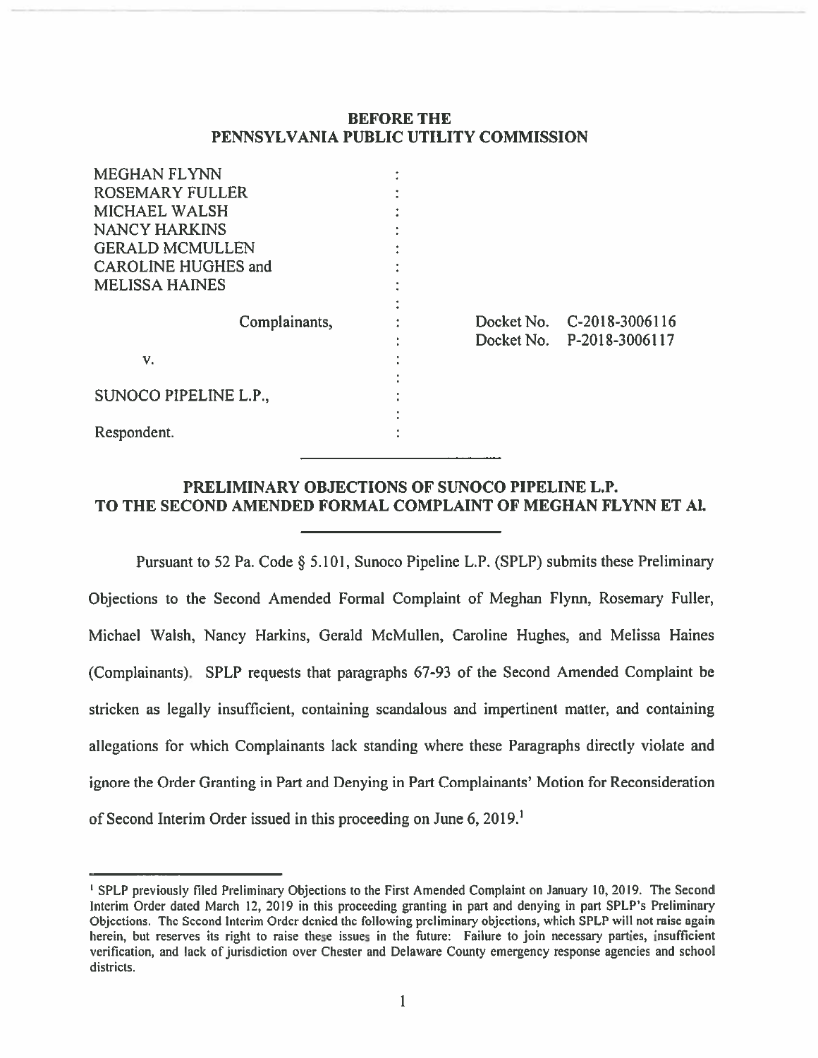**BEFORE THE**
**PENNSYLVANIA PUBLIC UTILITY COMMISSION**

| | | |
|---|---|---|
| MEGHAN FLYNN<br>ROSEMARY FULLER<br>MICHAEL WALSH<br>NANCY HARKINS<br>GERALD MCMULLEN<br>CAROLINE HUGHES and<br>MELISSA HAINES | : | |
| Complainants, | : | Docket No. C-2018-3006116<br>Docket No. P-2018-3006117 |
| v. | : | |
| SUNOCO PIPELINE L.P., | : | |
| Respondent. | : | |

## PRELIMINARY OBJECTIONS OF SUNOCO PIPELINE L.P. TO THE SECOND AMENDED FORMAL COMPLAINT OF MEGHAN FLYNN ET Al.

Pursuant to 52 Pa. Code § 5.101, Sunoco Pipeline L.P. (SPLP) submits these Preliminary Objections to the Second Amended Formal Complaint of Meghan Flynn, Rosemary Fuller, Michael Walsh, Nancy Harkins, Gerald McMullen, Caroline Hughes, and Melissa Haines (Complainants). SPLP requests that paragraphs 67-93 of the Second Amended Complaint be stricken as legally insufficient, containing scandalous and impertinent matter, and containing allegations for which Complainants lack standing where these Paragraphs directly violate and ignore the Order Granting in Part and Denying in Part Complainants' Motion for Reconsideration of Second Interim Order issued in this proceeding on June 6, 2019.[1]

[1] SPLP previously filed Preliminary Objections to the First Amended Complaint on January 10, 2019. The Second Interim Order dated March 12, 2019 in this proceeding granting in part and denying in part SPLP's Preliminary Objections. The Second Interim Order denied the following preliminary objections, which SPLP will not raise again herein, but reserves its right to raise these issues in the future: Failure to join necessary parties, insufficient verification, and lack of jurisdiction over Chester and Delaware County emergency response agencies and school districts.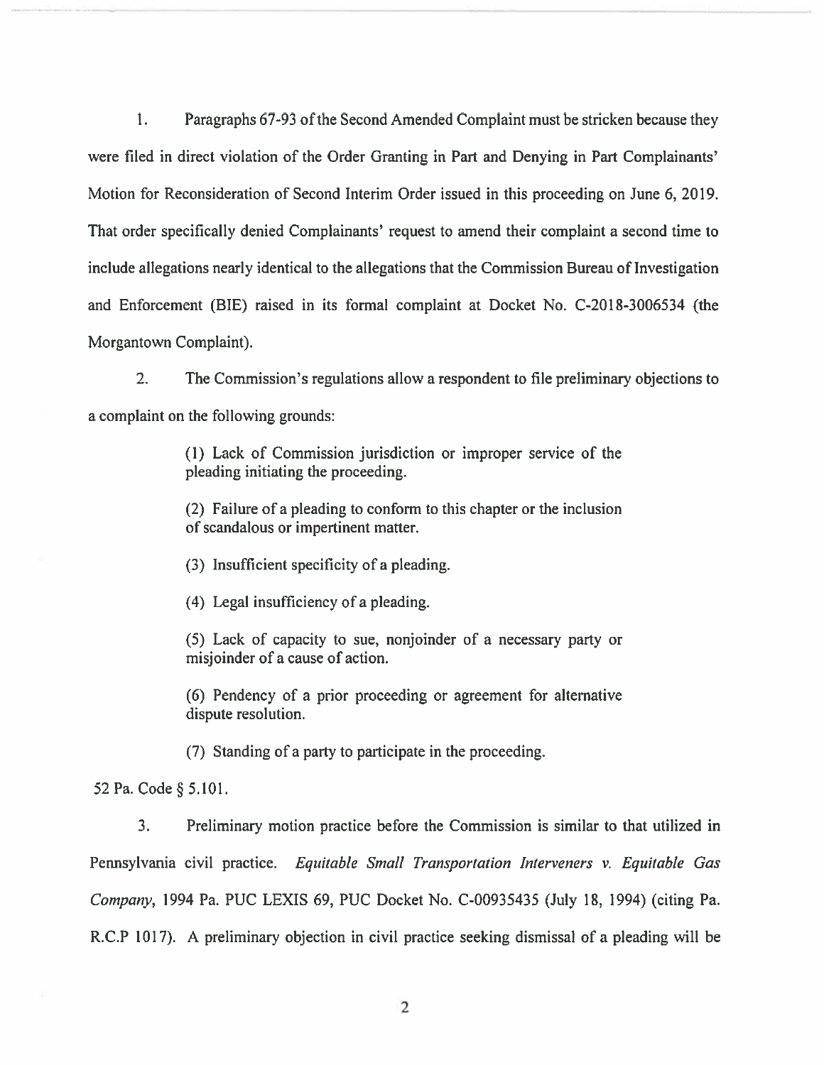1. Paragraphs 67-93 of the Second Amended Complaint must be stricken because they were filed in direct violation of the Order Granting in Part and Denying in Part Complainants' Motion for Reconsideration of Second Interim Order issued in this proceeding on June 6, 2019. That order specifically denied Complainants' request to amend their complaint a second time to include allegations nearly identical to the allegations that the Commission Bureau of Investigation and Enforcement (BIE) raised in its formal complaint at Docket No. C-2018-3006534 (the Morgantown Complaint).

2. The Commission's regulations allow a respondent to file preliminary objections to a complaint on the following grounds:

> (1) Lack of Commission jurisdiction or improper service of the pleading initiating the proceeding.
>
> (2) Failure of a pleading to conform to this chapter or the inclusion of scandalous or impertinent matter.
>
> (3) Insufficient specificity of a pleading.
>
> (4) Legal insufficiency of a pleading.
>
> (5) Lack of capacity to sue, nonjoinder of a necessary party or misjoinder of a cause of action.
>
> (6) Pendency of a prior proceeding or agreement for alternative dispute resolution.
>
> (7) Standing of a party to participate in the proceeding.

52 Pa. Code § 5.101.

3. Preliminary motion practice before the Commission is similar to that utilized in Pennsylvania civil practice. *Equitable Small Transportation Interveners v. Equitable Gas Company*, 1994 Pa. PUC LEXIS 69, PUC Docket No. C-00935435 (July 18, 1994) (citing Pa. R.C.P 1017). A preliminary objection in civil practice seeking dismissal of a pleading will be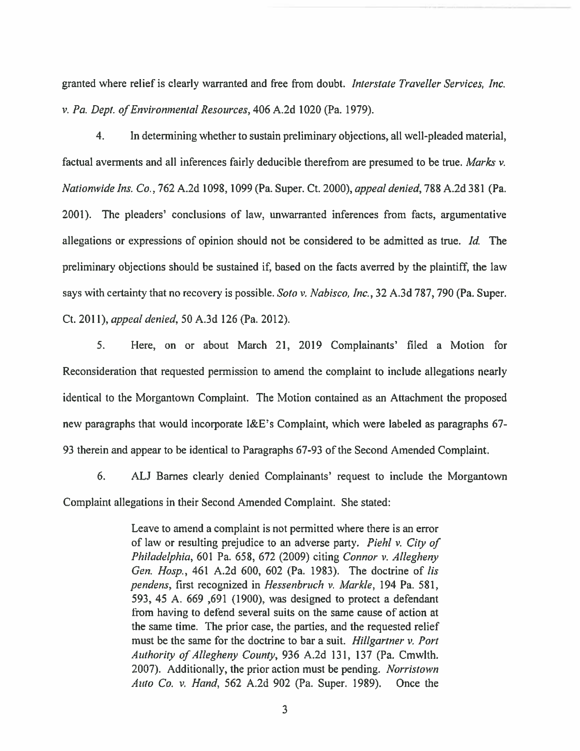granted where relief is clearly warranted and free from doubt. *Interstate Traveller Services, Inc. v. Pa. Dept. of Environmental Resources*, 406 A.2d 1020 (Pa. 1979).

4. In determining whether to sustain preliminary objections, all well-pleaded material, factual averments and all inferences fairly deducible therefrom are presumed to be true. *Marks v. Nationwide Ins. Co.*, 762 A.2d 1098, 1099 (Pa. Super. Ct. 2000), *appeal denied*, 788 A.2d 381 (Pa. 2001). The pleaders' conclusions of law, unwarranted inferences from facts, argumentative allegations or expressions of opinion should not be considered to be admitted as true. *Id.* The preliminary objections should be sustained if, based on the facts averred by the plaintiff, the law says with certainty that no recovery is possible. *Soto v. Nabisco, Inc.*, 32 A.3d 787, 790 (Pa. Super. Ct. 2011), *appeal denied*, 50 A.3d 126 (Pa. 2012).

5. Here, on or about March 21, 2019 Complainants' filed a Motion for Reconsideration that requested permission to amend the complaint to include allegations nearly identical to the Morgantown Complaint. The Motion contained as an Attachment the proposed new paragraphs that would incorporate I&E's Complaint, which were labeled as paragraphs 67-93 therein and appear to be identical to Paragraphs 67-93 of the Second Amended Complaint.

6. ALJ Barnes clearly denied Complainants' request to include the Morgantown Complaint allegations in their Second Amended Complaint. She stated:

> Leave to amend a complaint is not permitted where there is an error of law or resulting prejudice to an adverse party. *Piehl v. City of Philadelphia*, 601 Pa. 658, 672 (2009) citing *Connor v. Allegheny Gen. Hosp.*, 461 A.2d 600, 602 (Pa. 1983). The doctrine of *lis pendens*, first recognized in *Hessenbruch v. Markle*, 194 Pa. 581, 593, 45 A. 669 ,691 (1900), was designed to protect a defendant from having to defend several suits on the same cause of action at the same time. The prior case, the parties, and the requested relief must be the same for the doctrine to bar a suit. *Hillgartner v. Port Authority of Allegheny County*, 936 A.2d 131, 137 (Pa. Cmwlth. 2007). Additionally, the prior action must be pending. *Norristown Auto Co. v. Hand*, 562 A.2d 902 (Pa. Super. 1989). Once the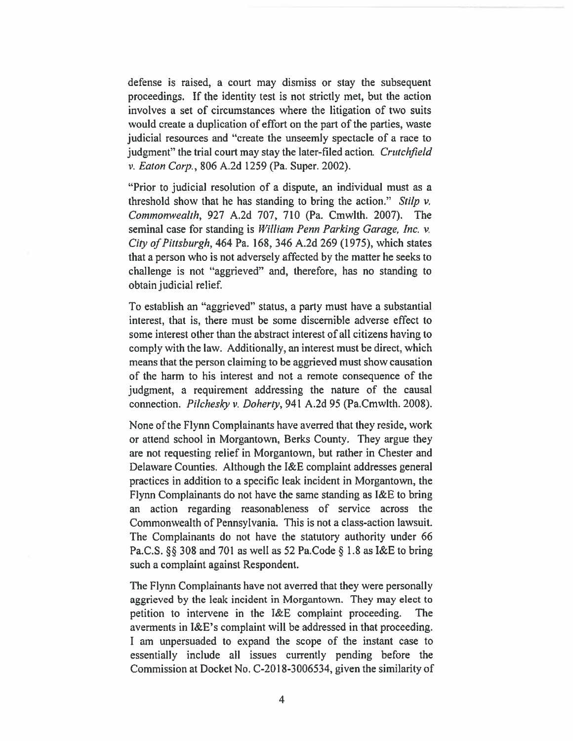defense is raised, a court may dismiss or stay the subsequent proceedings. If the identity test is not strictly met, but the action involves a set of circumstances where the litigation of two suits would create a duplication of effort on the part of the parties, waste judicial resources and "create the unseemly spectacle of a race to judgment" the trial court may stay the later-filed action. *Crutchfield v. Eaton Corp.*, 806 A.2d 1259 (Pa. Super. 2002).

"Prior to judicial resolution of a dispute, an individual must as a threshold show that he has standing to bring the action." *Stilp v. Commonwealth*, 927 A.2d 707, 710 (Pa. Cmwlth. 2007). The seminal case for standing is *William Penn Parking Garage, Inc. v. City of Pittsburgh*, 464 Pa. 168, 346 A.2d 269 (1975), which states that a person who is not adversely affected by the matter he seeks to challenge is not "aggrieved" and, therefore, has no standing to obtain judicial relief.

To establish an "aggrieved" status, a party must have a substantial interest, that is, there must be some discernible adverse effect to some interest other than the abstract interest of all citizens having to comply with the law. Additionally, an interest must be direct, which means that the person claiming to be aggrieved must show causation of the harm to his interest and not a remote consequence of the judgment, a requirement addressing the nature of the causal connection. *Pilchesky v. Doherty*, 941 A.2d 95 (Pa.Cmwlth. 2008).

None of the Flynn Complainants have averred that they reside, work or attend school in Morgantown, Berks County. They argue they are not requesting relief in Morgantown, but rather in Chester and Delaware Counties. Although the I&E complaint addresses general practices in addition to a specific leak incident in Morgantown, the Flynn Complainants do not have the same standing as I&E to bring an action regarding reasonableness of service across the Commonwealth of Pennsylvania. This is not a class-action lawsuit. The Complainants do not have the statutory authority under 66 Pa.C.S. §§ 308 and 701 as well as 52 Pa.Code § 1.8 as I&E to bring such a complaint against Respondent.

The Flynn Complainants have not averred that they were personally aggrieved by the leak incident in Morgantown. They may elect to petition to intervene in the I&E complaint proceeding. The averments in I&E's complaint will be addressed in that proceeding. I am unpersuaded to expand the scope of the instant case to essentially include all issues currently pending before the Commission at Docket No. C-2018-3006534, given the similarity of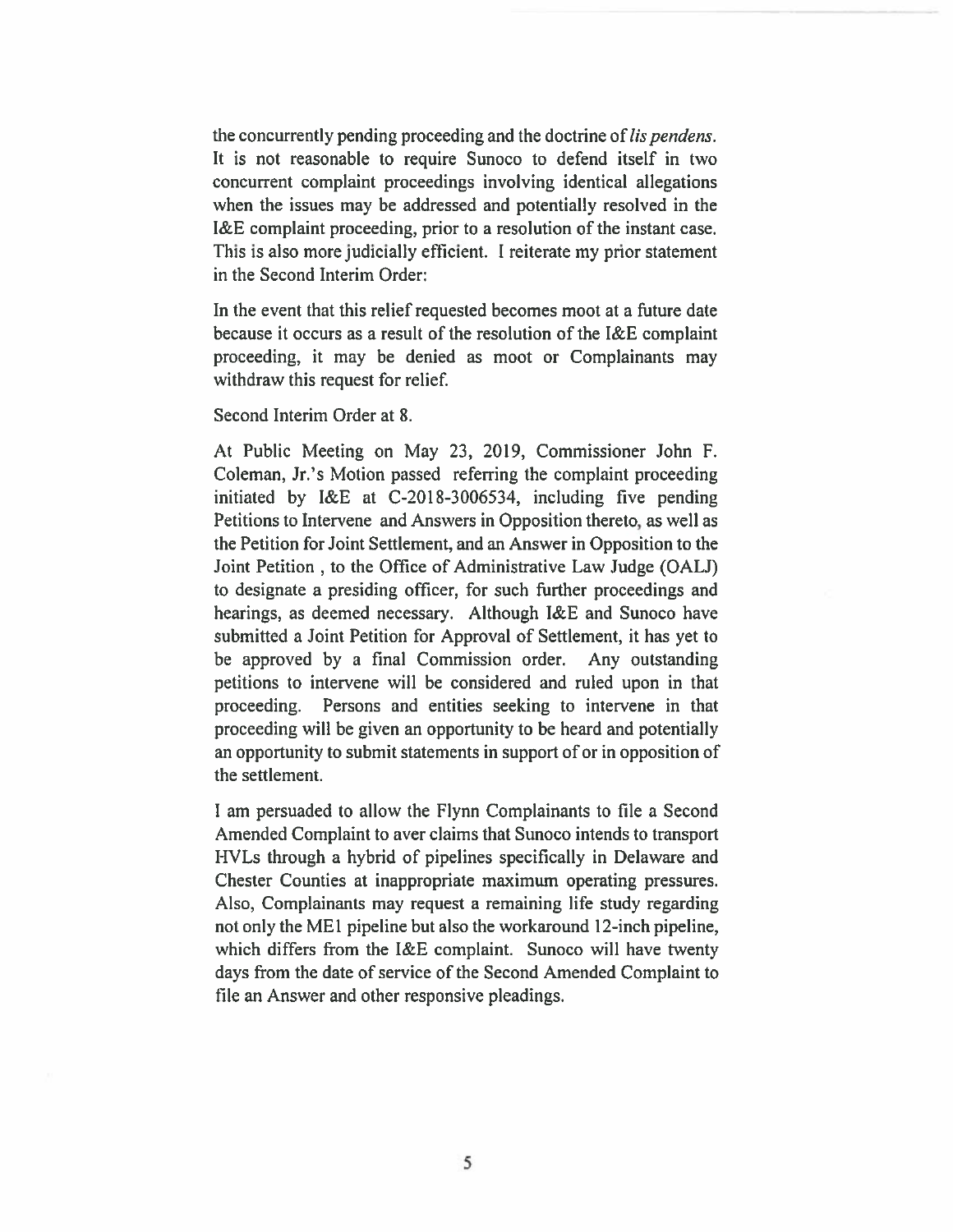the concurrently pending proceeding and the doctrine of *lis pendens*. It is not reasonable to require Sunoco to defend itself in two concurrent complaint proceedings involving identical allegations when the issues may be addressed and potentially resolved in the I&E complaint proceeding, prior to a resolution of the instant case. This is also more judicially efficient. I reiterate my prior statement in the Second Interim Order:

In the event that this relief requested becomes moot at a future date because it occurs as a result of the resolution of the I&E complaint proceeding, it may be denied as moot or Complainants may withdraw this request for relief.

Second Interim Order at 8.

At Public Meeting on May 23, 2019, Commissioner John F. Coleman, Jr.'s Motion passed referring the complaint proceeding initiated by I&E at C-2018-3006534, including five pending Petitions to Intervene and Answers in Opposition thereto, as well as the Petition for Joint Settlement, and an Answer in Opposition to the Joint Petition , to the Office of Administrative Law Judge (OALJ) to designate a presiding officer, for such further proceedings and hearings, as deemed necessary. Although I&E and Sunoco have submitted a Joint Petition for Approval of Settlement, it has yet to be approved by a final Commission order. Any outstanding petitions to intervene will be considered and ruled upon in that proceeding. Persons and entities seeking to intervene in that proceeding will be given an opportunity to be heard and potentially an opportunity to submit statements in support of or in opposition of the settlement.

I am persuaded to allow the Flynn Complainants to file a Second Amended Complaint to aver claims that Sunoco intends to transport HVLs through a hybrid of pipelines specifically in Delaware and Chester Counties at inappropriate maximum operating pressures. Also, Complainants may request a remaining life study regarding not only the ME1 pipeline but also the workaround 12-inch pipeline, which differs from the I&E complaint. Sunoco will have twenty days from the date of service of the Second Amended Complaint to file an Answer and other responsive pleadings.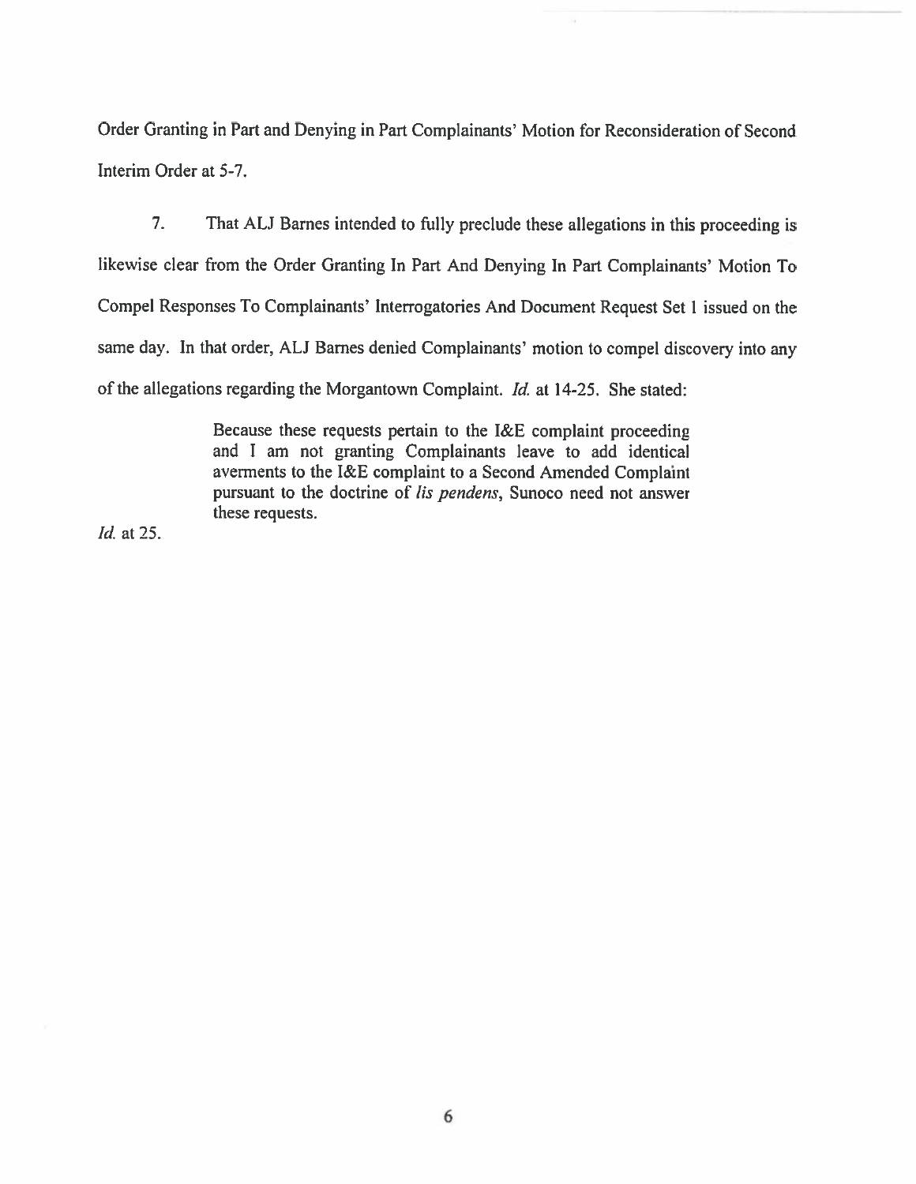Order Granting in Part and Denying in Part Complainants' Motion for Reconsideration of Second Interim Order at 5-7.

7. That ALJ Barnes intended to fully preclude these allegations in this proceeding is likewise clear from the Order Granting In Part And Denying In Part Complainants' Motion To Compel Responses To Complainants' Interrogatories And Document Request Set 1 issued on the same day. In that order, ALJ Barnes denied Complainants' motion to compel discovery into any of the allegations regarding the Morgantown Complaint. *Id.* at 14-25. She stated:

> Because these requests pertain to the I&E complaint proceeding and I am not granting Complainants leave to add identical averments to the I&E complaint to a Second Amended Complaint pursuant to the doctrine of *lis pendens*, Sunoco need not answer these requests.

*Id.* at 25.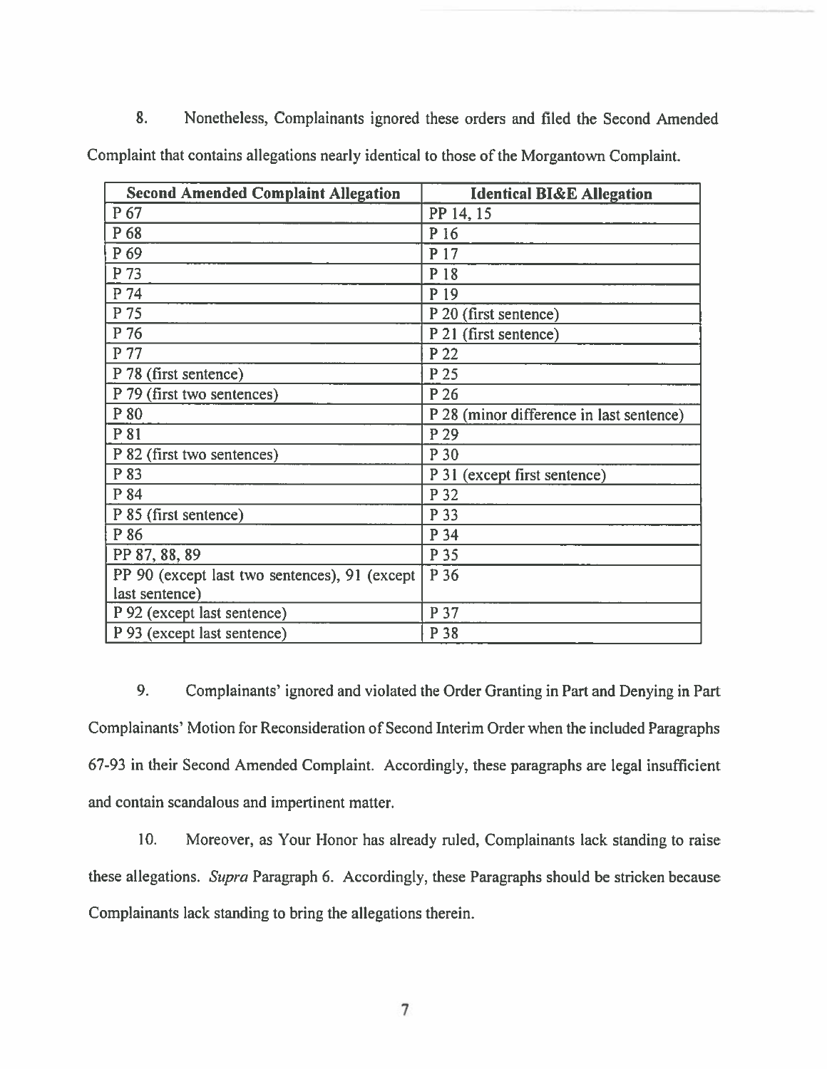8. Nonetheless, Complainants ignored these orders and filed the Second Amended Complaint that contains allegations nearly identical to those of the Morgantown Complaint.

| Second Amended Complaint Allegation | Identical BI&E Allegation |
|---|---|
| P 67 | PP 14, 15 |
| P 68 | P 16 |
| P 69 | P 17 |
| P 73 | P 18 |
| P 74 | P 19 |
| P 75 | P 20 (first sentence) |
| P 76 | P 21 (first sentence) |
| P 77 | P 22 |
| P 78 (first sentence) | P 25 |
| P 79 (first two sentences) | P 26 |
| P 80 | P 28 (minor difference in last sentence) |
| P 81 | P 29 |
| P 82 (first two sentences) | P 30 |
| P 83 | P 31 (except first sentence) |
| P 84 | P 32 |
| P 85 (first sentence) | P 33 |
| P 86 | P 34 |
| PP 87, 88, 89 | P 35 |
| PP 90 (except last two sentences), 91 (except last sentence) | P 36 |
| P 92 (except last sentence) | P 37 |
| P 93 (except last sentence) | P 38 |

9. Complainants' ignored and violated the Order Granting in Part and Denying in Part Complainants' Motion for Reconsideration of Second Interim Order when the included Paragraphs 67-93 in their Second Amended Complaint. Accordingly, these paragraphs are legal insufficient and contain scandalous and impertinent matter.

10. Moreover, as Your Honor has already ruled, Complainants lack standing to raise these allegations. *Supra* Paragraph 6. Accordingly, these Paragraphs should be stricken because Complainants lack standing to bring the allegations therein.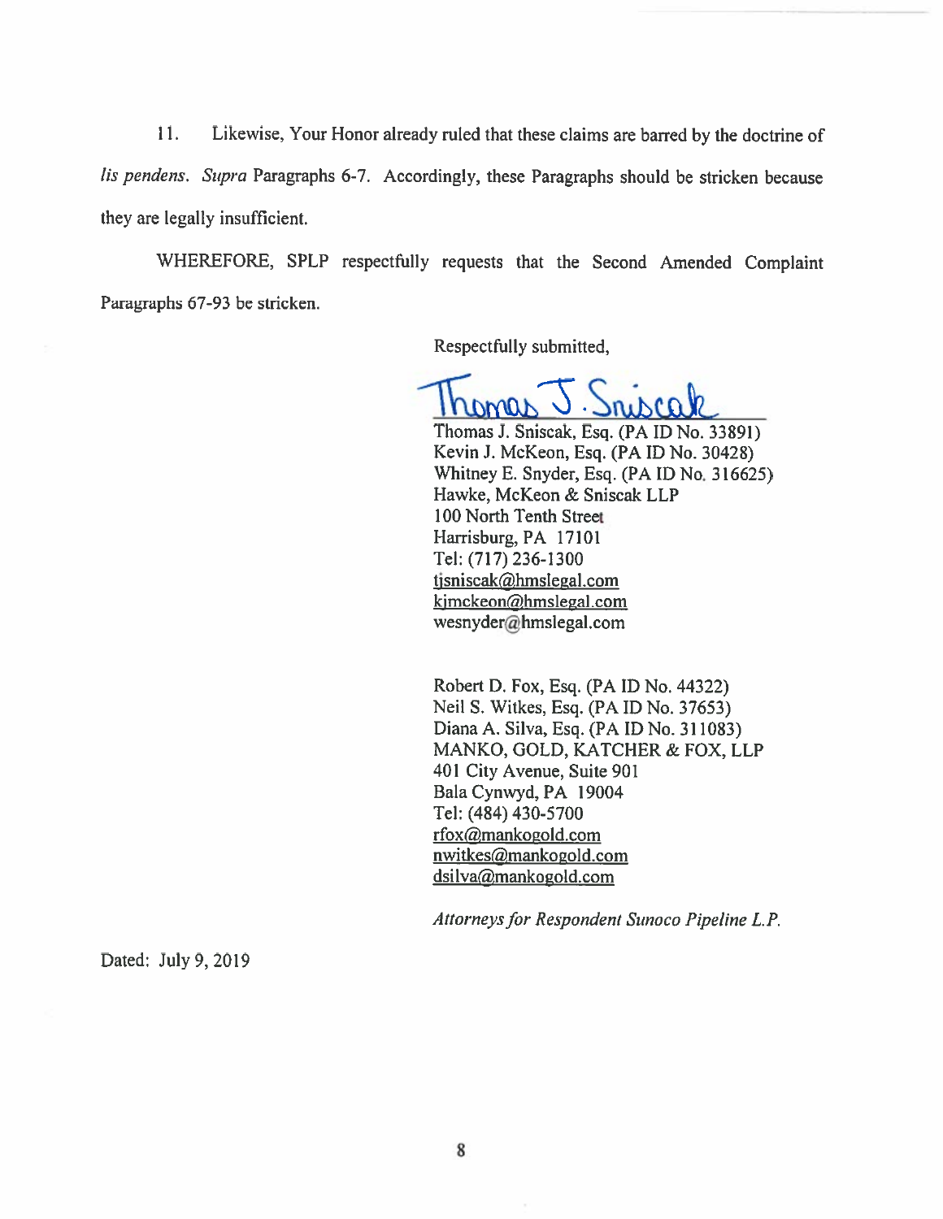11. Likewise, Your Honor already ruled that these claims are barred by the doctrine of *lis pendens*. *Supra* Paragraphs 6-7. Accordingly, these Paragraphs should be stricken because they are legally insufficient.

WHEREFORE, SPLP respectfully requests that the Second Amended Complaint Paragraphs 67-93 be stricken.

Respectfully submitted,

Thomas J. Sniscak

Thomas J. Sniscak, Esq. (PA ID No. 33891)
Kevin J. McKeon, Esq. (PA ID No. 30428)
Whitney E. Snyder, Esq. (PA ID No. 316625)
Hawke, McKeon & Sniscak LLP
100 North Tenth Street
Harrisburg, PA 17101
Tel: (717) 236-1300
tjsniscak@hmslegal.com
kjmckeon@hmslegal.com
wesnyder@hmslegal.com

Robert D. Fox, Esq. (PA ID No. 44322)
Neil S. Witkes, Esq. (PA ID No. 37653)
Diana A. Silva, Esq. (PA ID No. 311083)
MANKO, GOLD, KATCHER & FOX, LLP
401 City Avenue, Suite 901
Bala Cynwyd, PA 19004
Tel: (484) 430-5700
rfox@mankogold.com
nwitkes@mankogold.com
dsilva@mankogold.com

*Attorneys for Respondent Sunoco Pipeline L.P.*

Dated: July 9, 2019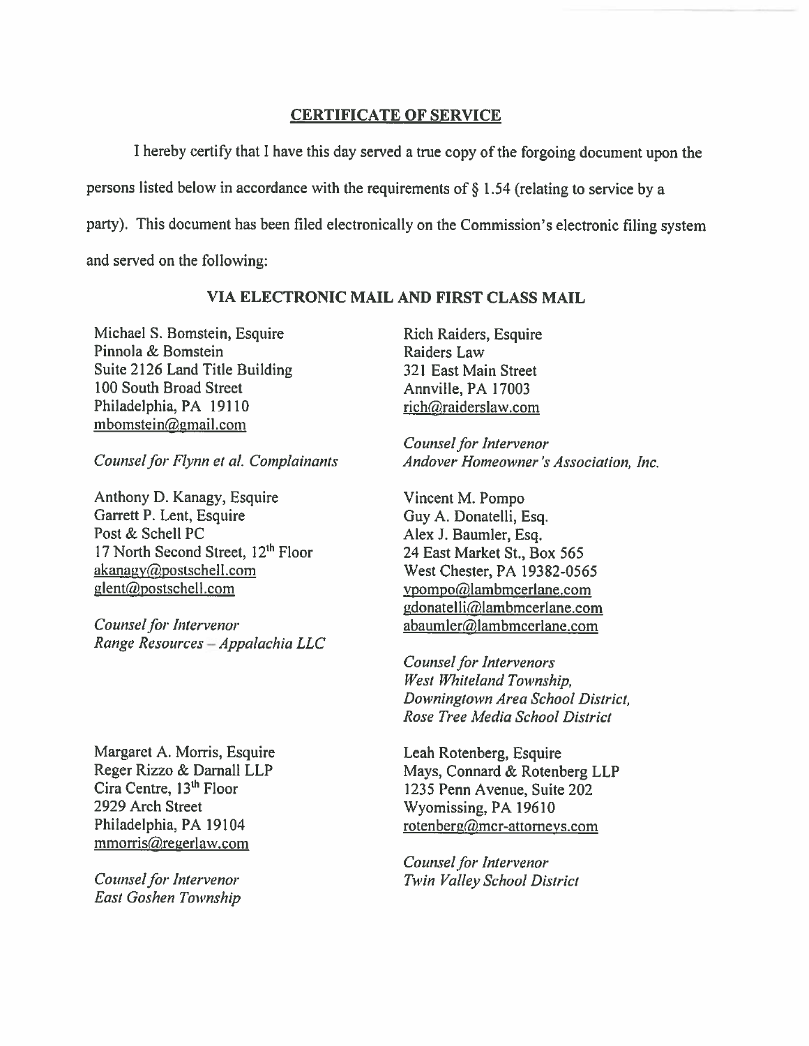## CERTIFICATE OF SERVICE

I hereby certify that I have this day served a true copy of the forgoing document upon the persons listed below in accordance with the requirements of § 1.54 (relating to service by a party). This document has been filed electronically on the Commission's electronic filing system and served on the following:

### VIA ELECTRONIC MAIL AND FIRST CLASS MAIL

Michael S. Bomstein, Esquire  
Pinnola & Bomstein  
Suite 2126 Land Title Building  
100 South Broad Street  
Philadelphia, PA 19110  
mbomstein@gmail.com

*Counsel for Flynn et al. Complainants*

Rich Raiders, Esquire  
Raiders Law  
321 East Main Street  
Annville, PA 17003  
rich@raiderslaw.com

*Counsel for Intervenor*  
*Andover Homeowner's Association, Inc.*

Anthony D. Kanagy, Esquire  
Garrett P. Lent, Esquire  
Post & Schell PC  
17 North Second Street, 12th Floor  
akanagy@postschell.com  
glent@postschell.com

*Counsel for Intervenor*  
*Range Resources – Appalachia LLC*

Vincent M. Pompo  
Guy A. Donatelli, Esq.  
Alex J. Baumler, Esq.  
24 East Market St., Box 565  
West Chester, PA 19382-0565  
vpompo@lambmcerlane.com  
gdonatelli@lambmcerlane.com  
abaumler@lambmcerlane.com

*Counsel for Intervenors*  
*West Whiteland Township,*  
*Downingtown Area School District,*  
*Rose Tree Media School District*

Margaret A. Morris, Esquire  
Reger Rizzo & Darnall LLP  
Cira Centre, 13th Floor  
2929 Arch Street  
Philadelphia, PA 19104  
mmorris@regerlaw.com

*Counsel for Intervenor*  
*East Goshen Township*

Leah Rotenberg, Esquire  
Mays, Connard & Rotenberg LLP  
1235 Penn Avenue, Suite 202  
Wyomissing, PA 19610  
rotenberg@mcr-attorneys.com

*Counsel for Intervenor*  
*Twin Valley School District*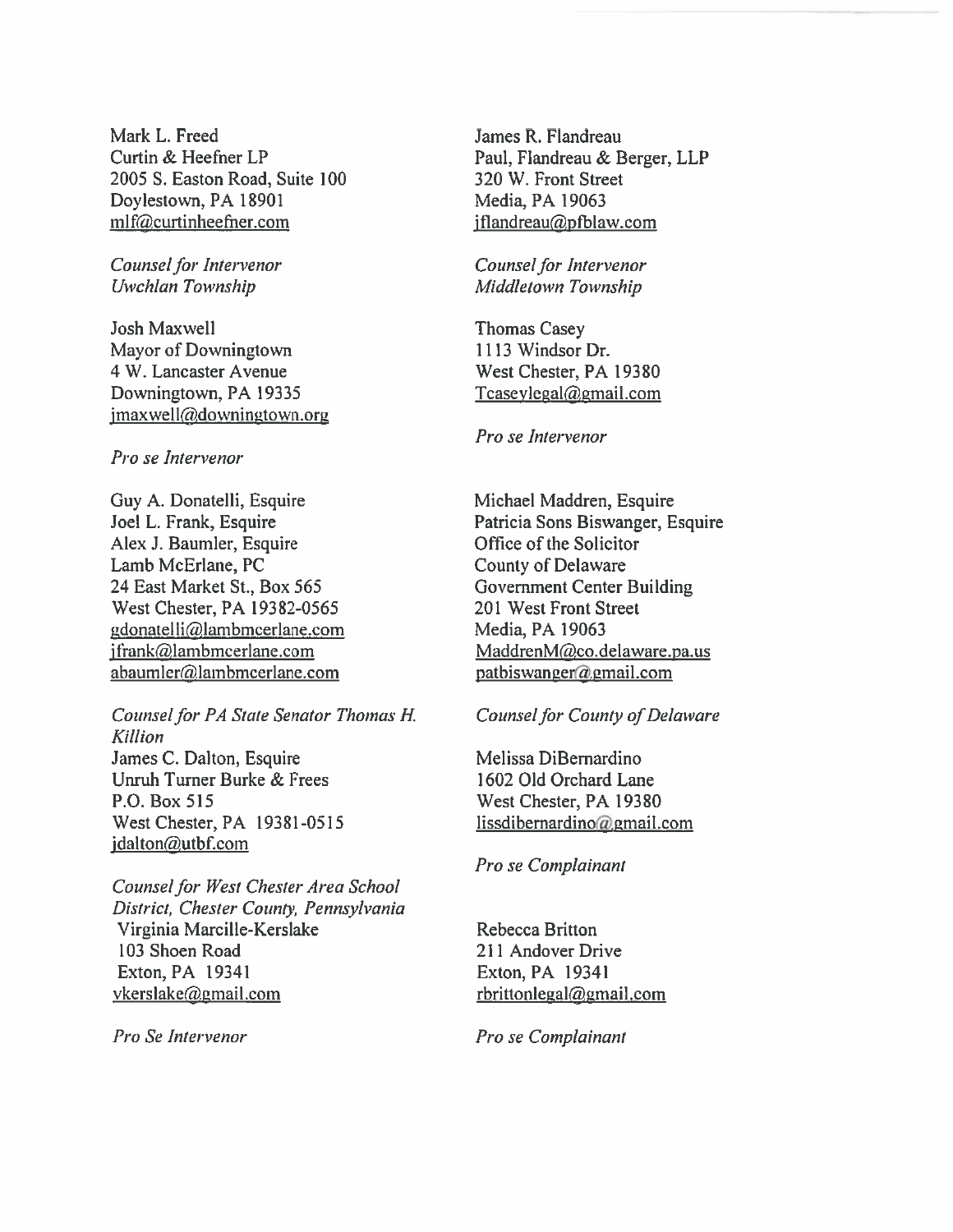Mark L. Freed
Curtin & Heefner LP
2005 S. Easton Road, Suite 100
Doylestown, PA 18901
mlf@curtinheefner.com

*Counsel for Intervenor Uwchlan Township*

Josh Maxwell
Mayor of Downingtown
4 W. Lancaster Avenue
Downingtown, PA 19335
jmaxwell@downingtown.org

*Pro se Intervenor*

Guy A. Donatelli, Esquire
Joel L. Frank, Esquire
Alex J. Baumler, Esquire
Lamb McErlane, PC
24 East Market St., Box 565
West Chester, PA 19382-0565
gdonatelli@lambmcerlane.com
jfrank@lambmcerlane.com
abaumler@lambmcerlane.com

*Counsel for PA State Senator Thomas H. Killion*

James C. Dalton, Esquire
Unruh Turner Burke & Frees
P.O. Box 515
West Chester, PA 19381-0515
jdalton@utbf.com

*Counsel for West Chester Area School District, Chester County, Pennsylvania*

Virginia Marcille-Kerslake
103 Shoen Road
Exton, PA 19341
vkerslake@gmail.com

*Pro Se Intervenor*

James R. Flandreau
Paul, Flandreau & Berger, LLP
320 W. Front Street
Media, PA 19063
jflandreau@pfblaw.com

*Counsel for Intervenor Middletown Township*

Thomas Casey
1113 Windsor Dr.
West Chester, PA 19380
Tcaseylegal@gmail.com

*Pro se Intervenor*

Michael Maddren, Esquire
Patricia Sons Biswanger, Esquire
Office of the Solicitor
County of Delaware
Government Center Building
201 West Front Street
Media, PA 19063
MaddrenM@co.delaware.pa.us
patbiswanger@gmail.com

*Counsel for County of Delaware*

Melissa DiBernardino
1602 Old Orchard Lane
West Chester, PA 19380
lissdibernardino@gmail.com

*Pro se Complainant*

Rebecca Britton
211 Andover Drive
Exton, PA 19341
rbrittonlegal@gmail.com

*Pro se Complainant*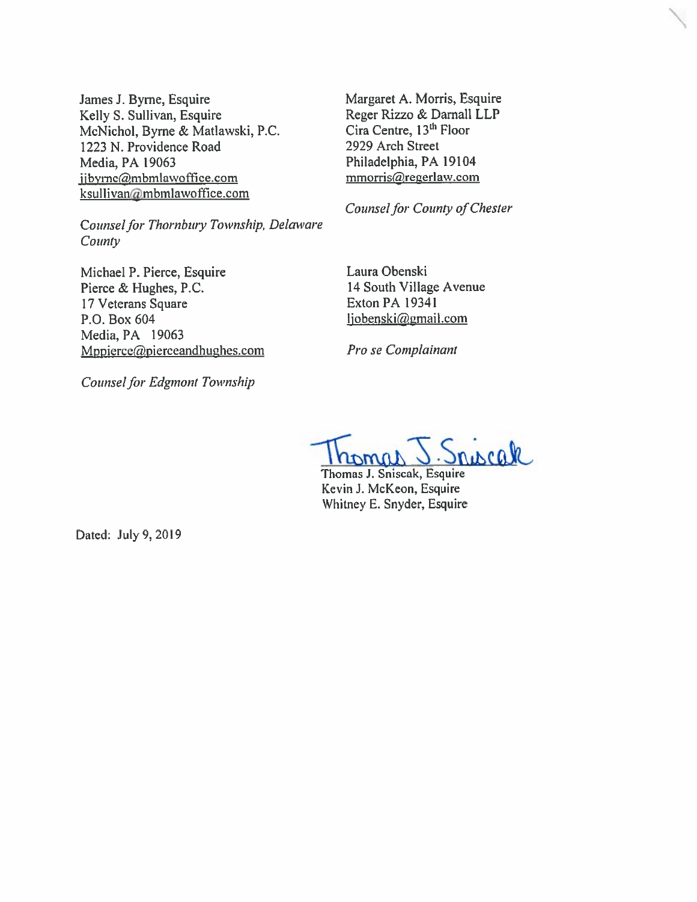James J. Byrne, Esquire
Kelly S. Sullivan, Esquire
McNichol, Byrne & Matlawski, P.C.
1223 N. Providence Road
Media, PA 19063
jjbyrne@mbmlawoffice.com
ksullivan@mbmlawoffice.com

*Counsel for Thornbury Township, Delaware County*

Margaret A. Morris, Esquire
Reger Rizzo & Darnall LLP
Cira Centre, 13th Floor
2929 Arch Street
Philadelphia, PA 19104
mmorris@regerlaw.com

*Counsel for County of Chester*

Michael P. Pierce, Esquire
Pierce & Hughes, P.C.
17 Veterans Square
P.O. Box 604
Media, PA 19063
Mppierce@pierceandhughes.com

*Counsel for Edgmont Township*

Laura Obenski
14 South Village Avenue
Exton PA 19341
ljobenski@gmail.com

*Pro se Complainant*

Thomas J. Sniscak

Thomas J. Sniscak, Esquire
Kevin J. McKeon, Esquire
Whitney E. Snyder, Esquire

Dated: July 9, 2019